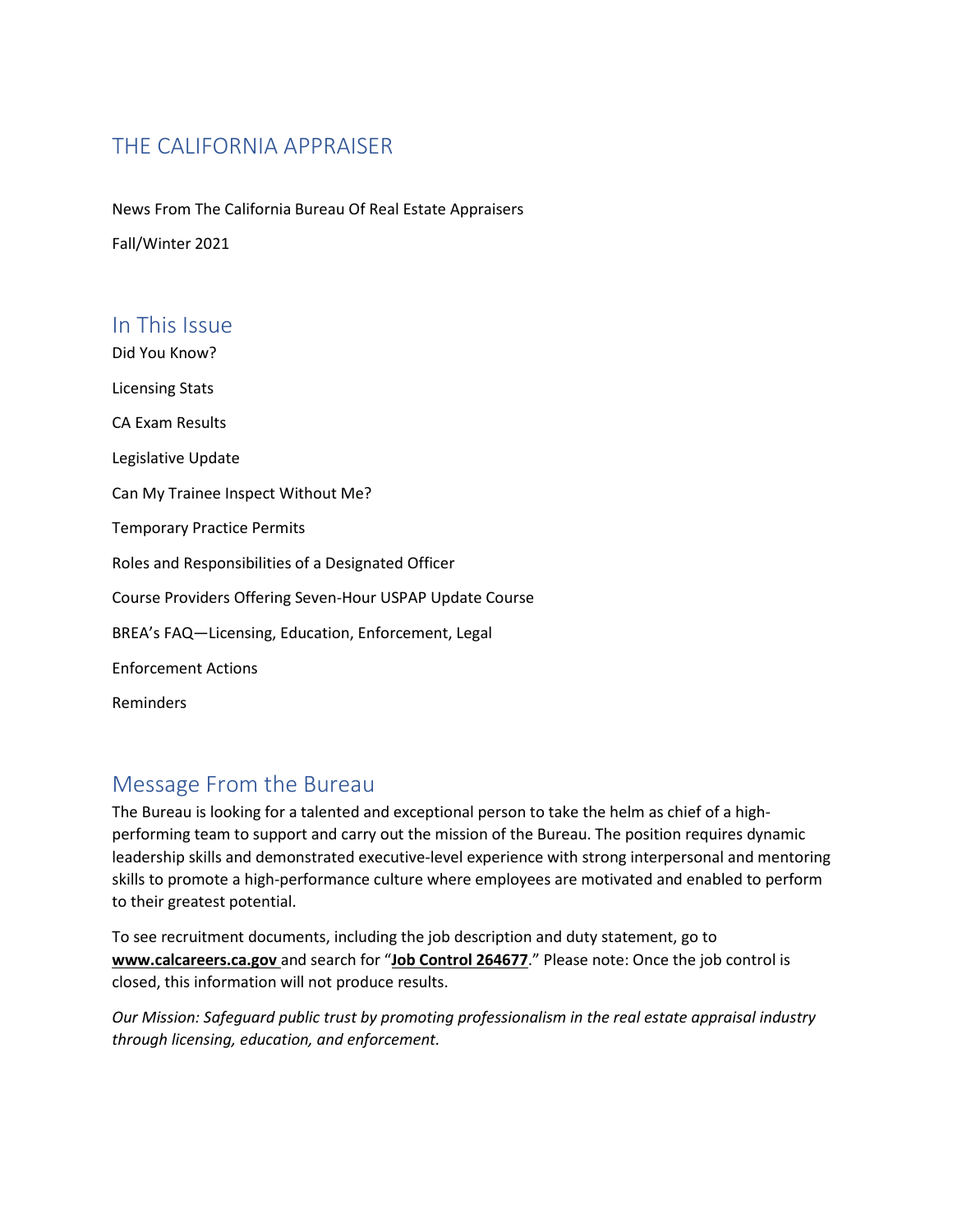# THE CALIFORNIA APPRAISER

News From The California Bureau Of Real Estate Appraisers

Fall/Winter 2021

## In This Issue

Did You Know?

Licensing Stats

CA Exam Results

Legislative Update

Can My Trainee Inspect Without Me?

Temporary Practice Permits

Roles and Responsibilities of a Designated Officer

Course Providers Offering Seven-Hour USPAP Update Course

BREA's FAQ—Licensing, Education, Enforcement, Legal

Enforcement Actions

Reminders

## Message From the Bureau

The Bureau is looking for a talented and exceptional person to take the helm as chief of a high-performing team to support and carry out the mission of the Bureau. The position requires dynamic leadership skills and demonstrated executive-level experience with strong interpersonal and mentoring skills to promote a high-performance culture where employees are motivated and enabled to perform to their greatest potential.

To see recruitment documents, including the job description and duty statement, go to **www.calcareers.ca.gov** and search for "**Job Control 264677**." Please note: Once the job control is closed, this information will not produce results.

*Our Mission: Safeguard public trust by promoting professionalism in the real estate appraisal industry through licensing, education, and enforcement.*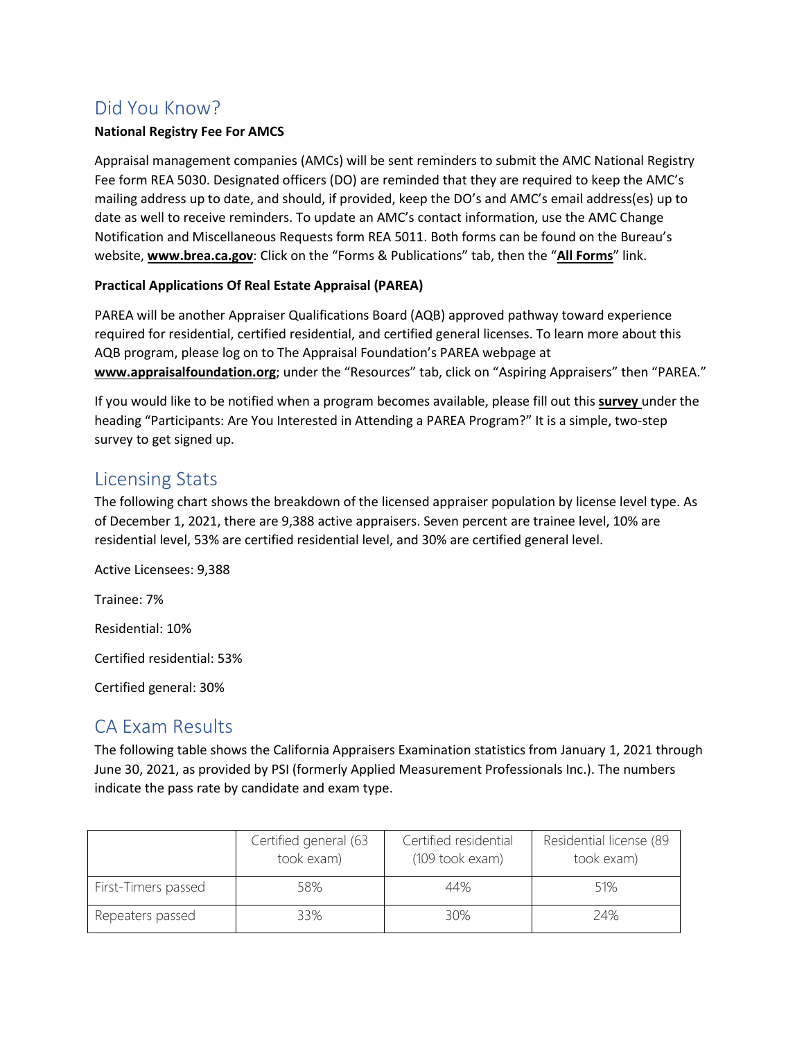## Did You Know?

**National Registry Fee For AMCS**

Appraisal management companies (AMCs) will be sent reminders to submit the AMC National Registry Fee form REA 5030. Designated officers (DO) are reminded that they are required to keep the AMC's mailing address up to date, and should, if provided, keep the DO's and AMC's email address(es) up to date as well to receive reminders. To update an AMC's contact information, use the AMC Change Notification and Miscellaneous Requests form REA 5011. Both forms can be found on the Bureau's website, **www.brea.ca.gov**: Click on the "Forms & Publications" tab, then the "**All Forms**" link.

**Practical Applications Of Real Estate Appraisal (PAREA)**

PAREA will be another Appraiser Qualifications Board (AQB) approved pathway toward experience required for residential, certified residential, and certified general licenses. To learn more about this AQB program, please log on to The Appraisal Foundation's PAREA webpage at **www.appraisalfoundation.org**; under the "Resources" tab, click on "Aspiring Appraisers" then "PAREA."

If you would like to be notified when a program becomes available, please fill out this **survey** under the heading "Participants: Are You Interested in Attending a PAREA Program?" It is a simple, two-step survey to get signed up.

## Licensing Stats

The following chart shows the breakdown of the licensed appraiser population by license level type. As of December 1, 2021, there are 9,388 active appraisers. Seven percent are trainee level, 10% are residential level, 53% are certified residential level, and 30% are certified general level.

Active Licensees: 9,388

Trainee: 7%

Residential: 10%

Certified residential: 53%

Certified general: 30%

## CA Exam Results

The following table shows the California Appraisers Examination statistics from January 1, 2021 through June 30, 2021, as provided by PSI (formerly Applied Measurement Professionals Inc.). The numbers indicate the pass rate by candidate and exam type.

| | Certified general (63 took exam) | Certified residential (109 took exam) | Residential license (89 took exam) |
|---|---|---|---|
| First-Timers passed | 58% | 44% | 51% |
| Repeaters passed | 33% | 30% | 24% |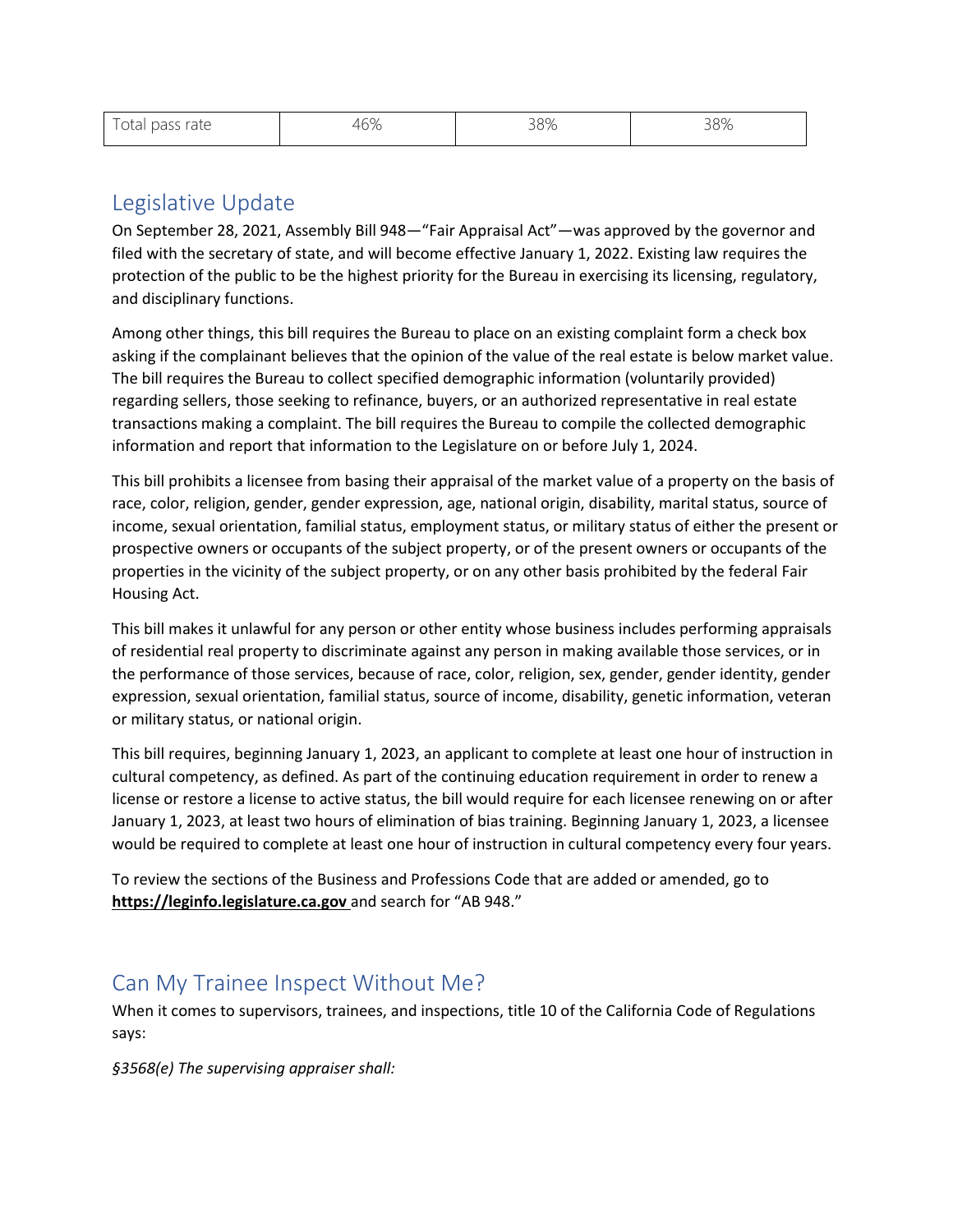| Total pass rate | 46% | 38% | 38% |
|---|---|---|---|

## Legislative Update

On September 28, 2021, Assembly Bill 948—"Fair Appraisal Act"—was approved by the governor and filed with the secretary of state, and will become effective January 1, 2022. Existing law requires the protection of the public to be the highest priority for the Bureau in exercising its licensing, regulatory, and disciplinary functions.

Among other things, this bill requires the Bureau to place on an existing complaint form a check box asking if the complainant believes that the opinion of the value of the real estate is below market value. The bill requires the Bureau to collect specified demographic information (voluntarily provided) regarding sellers, those seeking to refinance, buyers, or an authorized representative in real estate transactions making a complaint. The bill requires the Bureau to compile the collected demographic information and report that information to the Legislature on or before July 1, 2024.

This bill prohibits a licensee from basing their appraisal of the market value of a property on the basis of race, color, religion, gender, gender expression, age, national origin, disability, marital status, source of income, sexual orientation, familial status, employment status, or military status of either the present or prospective owners or occupants of the subject property, or of the present owners or occupants of the properties in the vicinity of the subject property, or on any other basis prohibited by the federal Fair Housing Act.

This bill makes it unlawful for any person or other entity whose business includes performing appraisals of residential real property to discriminate against any person in making available those services, or in the performance of those services, because of race, color, religion, sex, gender, gender identity, gender expression, sexual orientation, familial status, source of income, disability, genetic information, veteran or military status, or national origin.

This bill requires, beginning January 1, 2023, an applicant to complete at least one hour of instruction in cultural competency, as defined. As part of the continuing education requirement in order to renew a license or restore a license to active status, the bill would require for each licensee renewing on or after January 1, 2023, at least two hours of elimination of bias training. Beginning January 1, 2023, a licensee would be required to complete at least one hour of instruction in cultural competency every four years.

To review the sections of the Business and Professions Code that are added or amended, go to **https://leginfo.legislature.ca.gov** and search for "AB 948."

## Can My Trainee Inspect Without Me?

When it comes to supervisors, trainees, and inspections, title 10 of the California Code of Regulations says:

*§3568(e) The supervising appraiser shall:*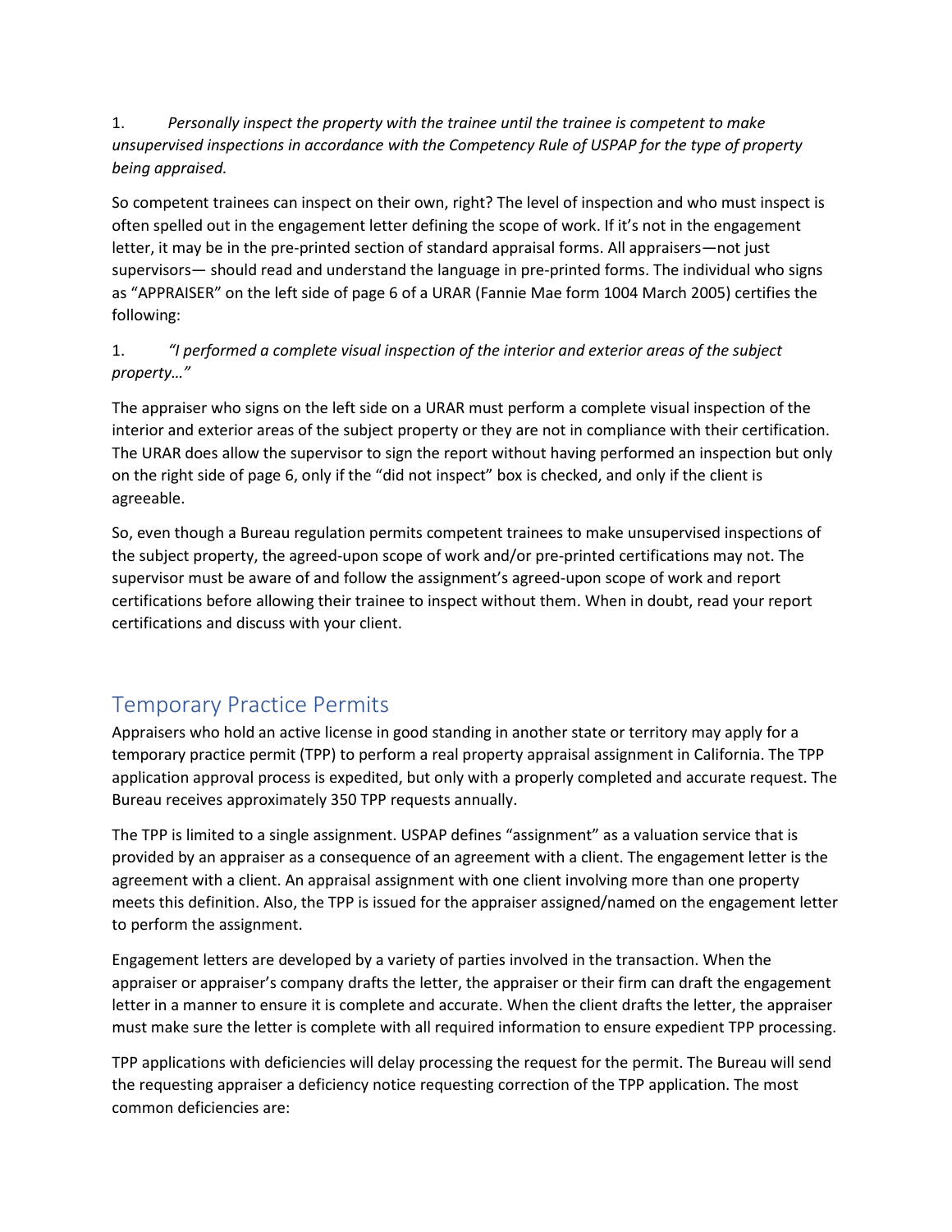1. *Personally inspect the property with the trainee until the trainee is competent to make unsupervised inspections in accordance with the Competency Rule of USPAP for the type of property being appraised.*

So competent trainees can inspect on their own, right? The level of inspection and who must inspect is often spelled out in the engagement letter defining the scope of work. If it's not in the engagement letter, it may be in the pre-printed section of standard appraisal forms. All appraisers—not just supervisors— should read and understand the language in pre-printed forms. The individual who signs as "APPRAISER" on the left side of page 6 of a URAR (Fannie Mae form 1004 March 2005) certifies the following:

1. *"I performed a complete visual inspection of the interior and exterior areas of the subject property…"*

The appraiser who signs on the left side on a URAR must perform a complete visual inspection of the interior and exterior areas of the subject property or they are not in compliance with their certification. The URAR does allow the supervisor to sign the report without having performed an inspection but only on the right side of page 6, only if the "did not inspect" box is checked, and only if the client is agreeable.

So, even though a Bureau regulation permits competent trainees to make unsupervised inspections of the subject property, the agreed-upon scope of work and/or pre-printed certifications may not. The supervisor must be aware of and follow the assignment's agreed-upon scope of work and report certifications before allowing their trainee to inspect without them. When in doubt, read your report certifications and discuss with your client.

## Temporary Practice Permits

Appraisers who hold an active license in good standing in another state or territory may apply for a temporary practice permit (TPP) to perform a real property appraisal assignment in California. The TPP application approval process is expedited, but only with a properly completed and accurate request. The Bureau receives approximately 350 TPP requests annually.

The TPP is limited to a single assignment. USPAP defines "assignment" as a valuation service that is provided by an appraiser as a consequence of an agreement with a client. The engagement letter is the agreement with a client. An appraisal assignment with one client involving more than one property meets this definition. Also, the TPP is issued for the appraiser assigned/named on the engagement letter to perform the assignment.

Engagement letters are developed by a variety of parties involved in the transaction. When the appraiser or appraiser's company drafts the letter, the appraiser or their firm can draft the engagement letter in a manner to ensure it is complete and accurate. When the client drafts the letter, the appraiser must make sure the letter is complete with all required information to ensure expedient TPP processing.

TPP applications with deficiencies will delay processing the request for the permit. The Bureau will send the requesting appraiser a deficiency notice requesting correction of the TPP application. The most common deficiencies are: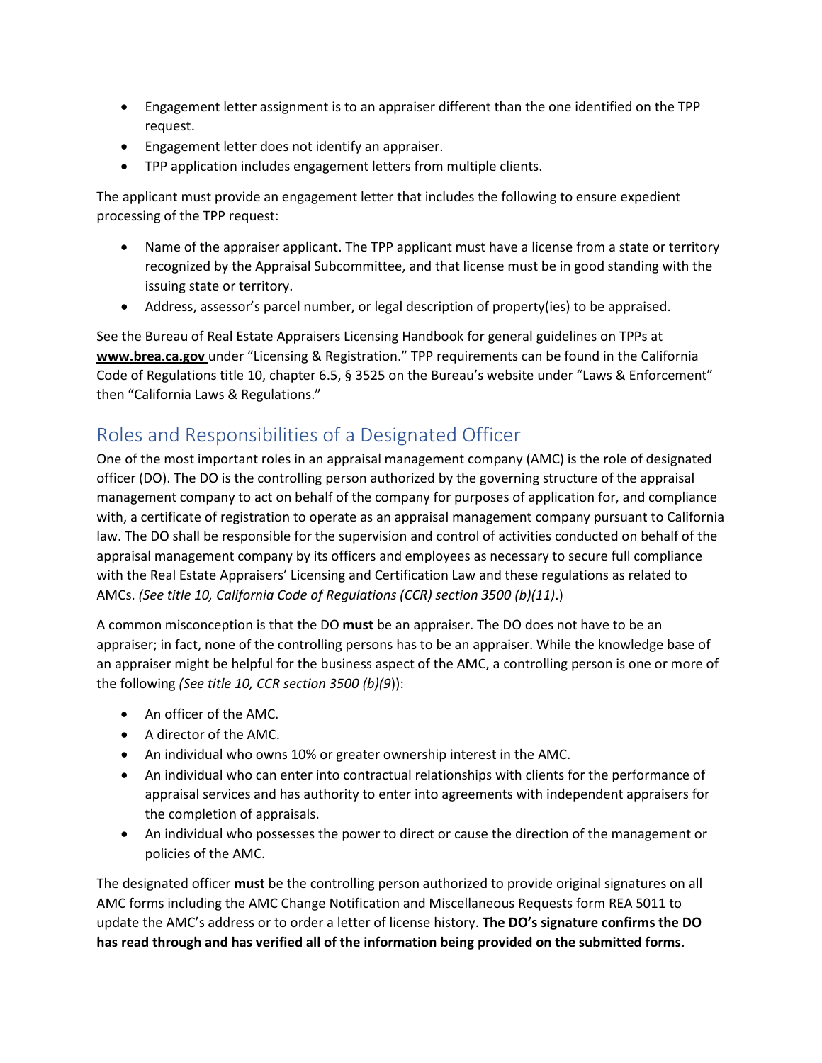- Engagement letter assignment is to an appraiser different than the one identified on the TPP request.
- Engagement letter does not identify an appraiser.
- TPP application includes engagement letters from multiple clients.

The applicant must provide an engagement letter that includes the following to ensure expedient processing of the TPP request:

- Name of the appraiser applicant. The TPP applicant must have a license from a state or territory recognized by the Appraisal Subcommittee, and that license must be in good standing with the issuing state or territory.
- Address, assessor's parcel number, or legal description of property(ies) to be appraised.

See the Bureau of Real Estate Appraisers Licensing Handbook for general guidelines on TPPs at **www.brea.ca.gov** under "Licensing & Registration." TPP requirements can be found in the California Code of Regulations title 10, chapter 6.5, § 3525 on the Bureau's website under "Laws & Enforcement" then "California Laws & Regulations."

## Roles and Responsibilities of a Designated Officer

One of the most important roles in an appraisal management company (AMC) is the role of designated officer (DO). The DO is the controlling person authorized by the governing structure of the appraisal management company to act on behalf of the company for purposes of application for, and compliance with, a certificate of registration to operate as an appraisal management company pursuant to California law. The DO shall be responsible for the supervision and control of activities conducted on behalf of the appraisal management company by its officers and employees as necessary to secure full compliance with the Real Estate Appraisers' Licensing and Certification Law and these regulations as related to AMCs. *(See title 10, California Code of Regulations (CCR) section 3500 (b)(11)*.)

A common misconception is that the DO **must** be an appraiser. The DO does not have to be an appraiser; in fact, none of the controlling persons has to be an appraiser. While the knowledge base of an appraiser might be helpful for the business aspect of the AMC, a controlling person is one or more of the following *(See title 10, CCR section 3500 (b)(9)*):

- An officer of the AMC.
- A director of the AMC.
- An individual who owns 10% or greater ownership interest in the AMC.
- An individual who can enter into contractual relationships with clients for the performance of appraisal services and has authority to enter into agreements with independent appraisers for the completion of appraisals.
- An individual who possesses the power to direct or cause the direction of the management or policies of the AMC.

The designated officer **must** be the controlling person authorized to provide original signatures on all AMC forms including the AMC Change Notification and Miscellaneous Requests form REA 5011 to update the AMC's address or to order a letter of license history. **The DO's signature confirms the DO has read through and has verified all of the information being provided on the submitted forms.**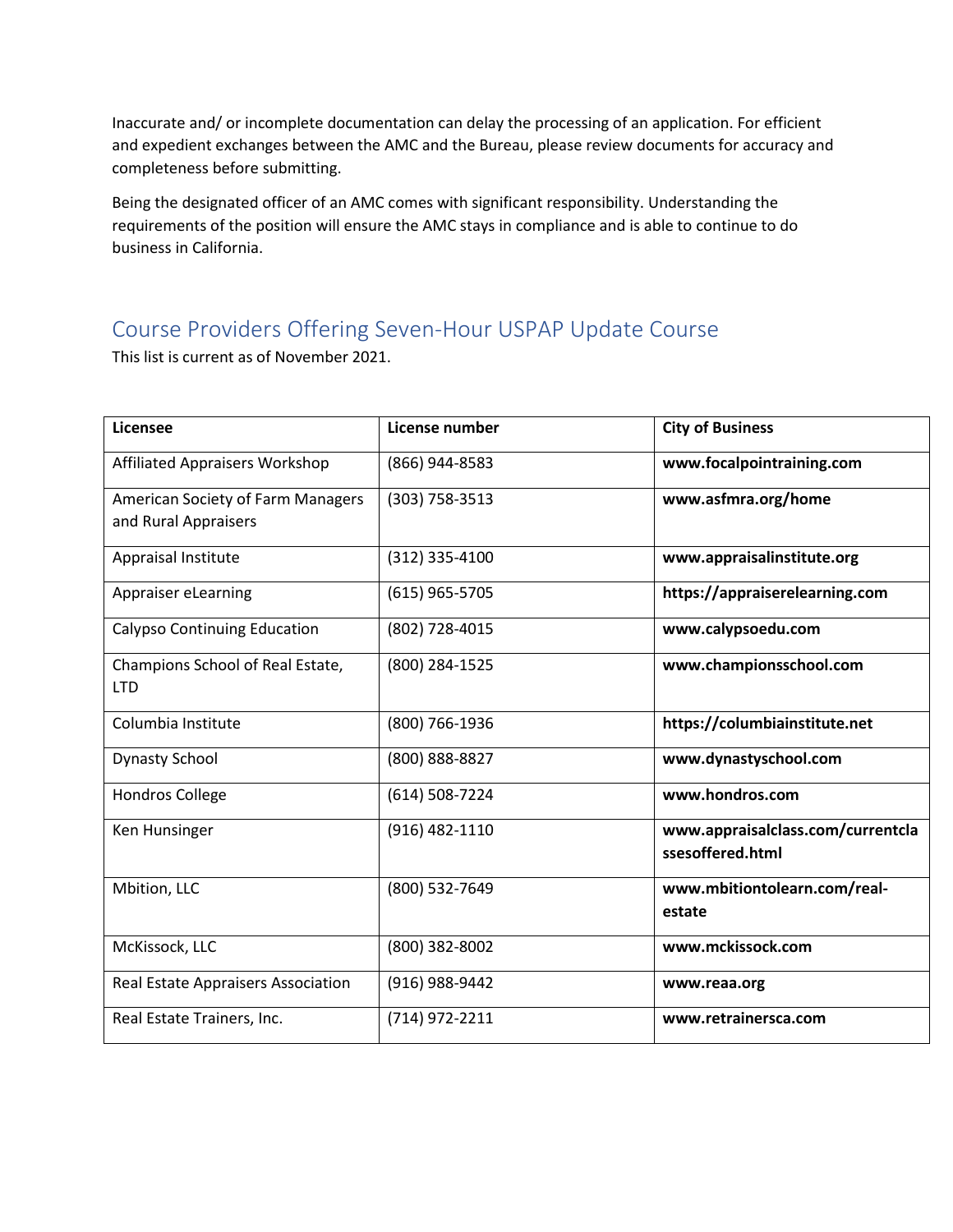Inaccurate and/ or incomplete documentation can delay the processing of an application. For efficient and expedient exchanges between the AMC and the Bureau, please review documents for accuracy and completeness before submitting.

Being the designated officer of an AMC comes with significant responsibility. Understanding the requirements of the position will ensure the AMC stays in compliance and is able to continue to do business in California.

## Course Providers Offering Seven-Hour USPAP Update Course

This list is current as of November 2021.

| Licensee | License number | City of Business |
| --- | --- | --- |
| Affiliated Appraisers Workshop | (866) 944-8583 | **www.focalpointraining.com** |
| American Society of Farm Managers and Rural Appraisers | (303) 758-3513 | **www.asfmra.org/home** |
| Appraisal Institute | (312) 335-4100 | **www.appraisalinstitute.org** |
| Appraiser eLearning | (615) 965-5705 | **https://appraiserelearning.com** |
| Calypso Continuing Education | (802) 728-4015 | **www.calypsoedu.com** |
| Champions School of Real Estate, LTD | (800) 284-1525 | **www.championsschool.com** |
| Columbia Institute | (800) 766-1936 | **https://columbiainstitute.net** |
| Dynasty School | (800) 888-8827 | **www.dynastyschool.com** |
| Hondros College | (614) 508-7224 | **www.hondros.com** |
| Ken Hunsinger | (916) 482-1110 | **www.appraisalclass.com/currentclassesoffered.html** |
| Mbition, LLC | (800) 532-7649 | **www.mbitiontolearn.com/real-estate** |
| McKissock, LLC | (800) 382-8002 | **www.mckissock.com** |
| Real Estate Appraisers Association | (916) 988-9442 | **www.reaa.org** |
| Real Estate Trainers, Inc. | (714) 972-2211 | **www.retrainersca.com** |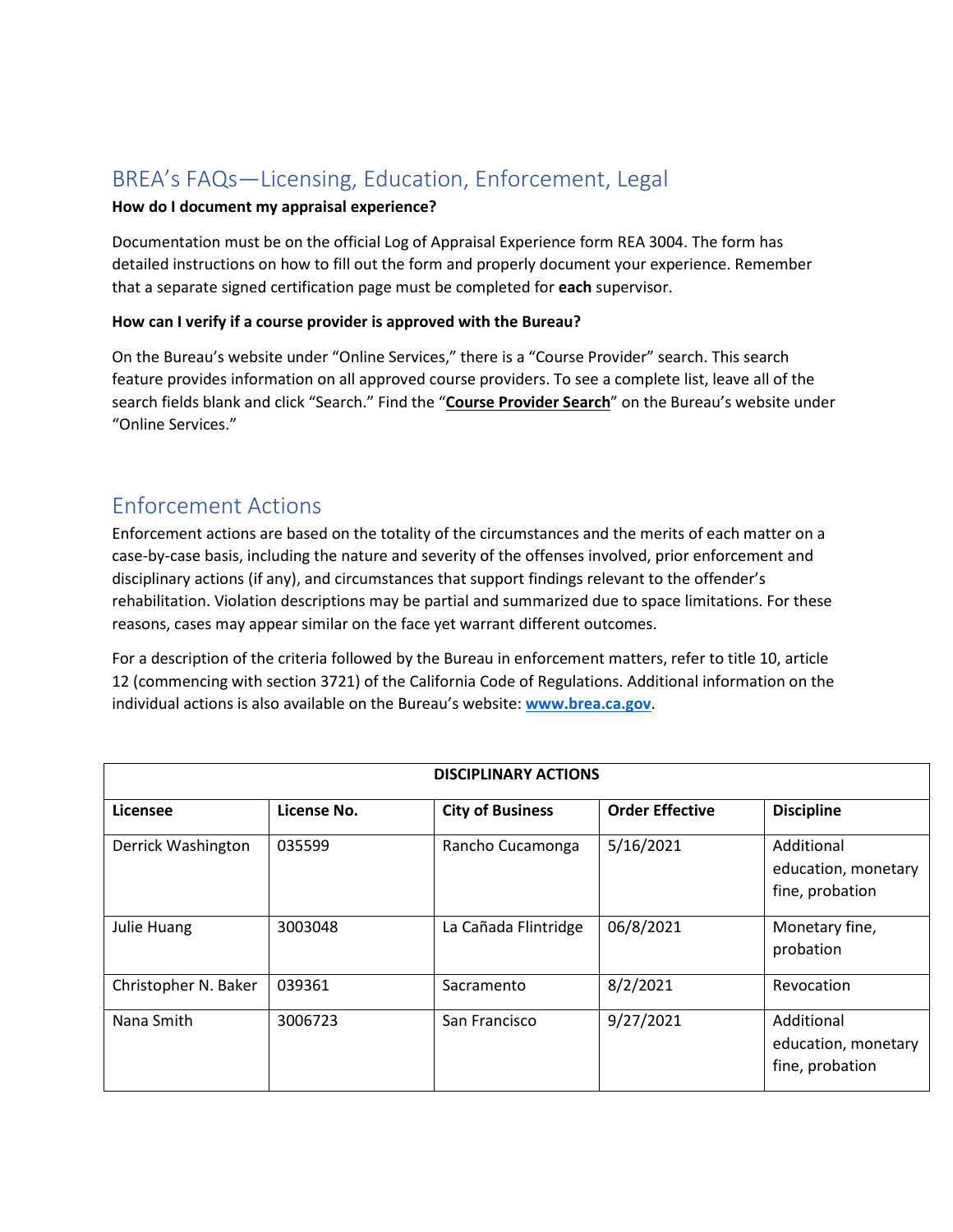## BREA's FAQs—Licensing, Education, Enforcement, Legal

**How do I document my appraisal experience?**

Documentation must be on the official Log of Appraisal Experience form REA 3004. The form has detailed instructions on how to fill out the form and properly document your experience. Remember that a separate signed certification page must be completed for **each** supervisor.

**How can I verify if a course provider is approved with the Bureau?**

On the Bureau's website under "Online Services," there is a "Course Provider" search. This search feature provides information on all approved course providers. To see a complete list, leave all of the search fields blank and click "Search." Find the "**Course Provider Search**" on the Bureau's website under "Online Services."

## Enforcement Actions

Enforcement actions are based on the totality of the circumstances and the merits of each matter on a case-by-case basis, including the nature and severity of the offenses involved, prior enforcement and disciplinary actions (if any), and circumstances that support findings relevant to the offender's rehabilitation. Violation descriptions may be partial and summarized due to space limitations. For these reasons, cases may appear similar on the face yet warrant different outcomes.

For a description of the criteria followed by the Bureau in enforcement matters, refer to title 10, article 12 (commencing with section 3721) of the California Code of Regulations. Additional information on the individual actions is also available on the Bureau's website: **www.brea.ca.gov**.

**DISCIPLINARY ACTIONS**

| Licensee | License No. | City of Business | Order Effective | Discipline |
|---|---|---|---|---|
| Derrick Washington | 035599 | Rancho Cucamonga | 5/16/2021 | Additional education, monetary fine, probation |
| Julie Huang | 3003048 | La Cañada Flintridge | 06/8/2021 | Monetary fine, probation |
| Christopher N. Baker | 039361 | Sacramento | 8/2/2021 | Revocation |
| Nana Smith | 3006723 | San Francisco | 9/27/2021 | Additional education, monetary fine, probation |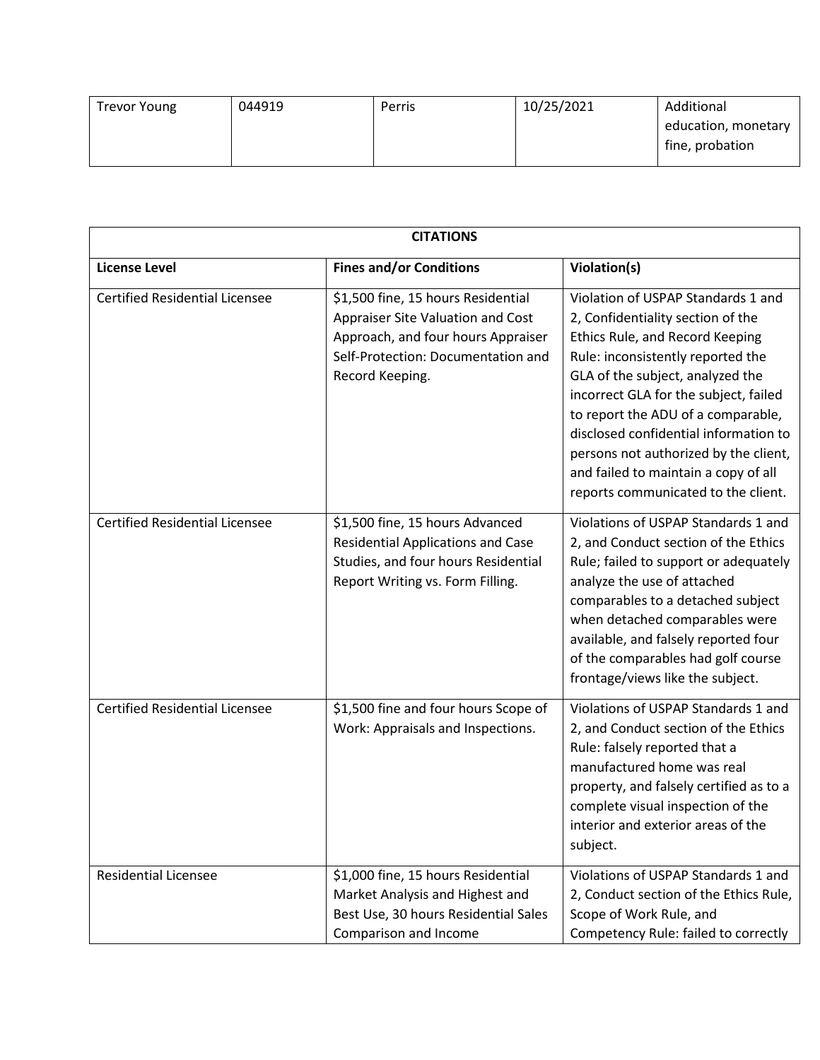| Trevor Young | 044919 | Perris | 10/25/2021 | Additional education, monetary fine, probation |
|---|---|---|---|---|

| CITATIONS | | |
|---|---|---|
| **License Level** | **Fines and/or Conditions** | **Violation(s)** |
| Certified Residential Licensee | $1,500 fine, 15 hours Residential Appraiser Site Valuation and Cost Approach, and four hours Appraiser Self-Protection: Documentation and Record Keeping. | Violation of USPAP Standards 1 and 2, Confidentiality section of the Ethics Rule, and Record Keeping Rule: inconsistently reported the GLA of the subject, analyzed the incorrect GLA for the subject, failed to report the ADU of a comparable, disclosed confidential information to persons not authorized by the client, and failed to maintain a copy of all reports communicated to the client. |
| Certified Residential Licensee | $1,500 fine, 15 hours Advanced Residential Applications and Case Studies, and four hours Residential Report Writing vs. Form Filling. | Violations of USPAP Standards 1 and 2, and Conduct section of the Ethics Rule; failed to support or adequately analyze the use of attached comparables to a detached subject when detached comparables were available, and falsely reported four of the comparables had golf course frontage/views like the subject. |
| Certified Residential Licensee | $1,500 fine and four hours Scope of Work: Appraisals and Inspections. | Violations of USPAP Standards 1 and 2, and Conduct section of the Ethics Rule: falsely reported that a manufactured home was real property, and falsely certified as to a complete visual inspection of the interior and exterior areas of the subject. |
| Residential Licensee | $1,000 fine, 15 hours Residential Market Analysis and Highest and Best Use, 30 hours Residential Sales Comparison and Income | Violations of USPAP Standards 1 and 2, Conduct section of the Ethics Rule, Scope of Work Rule, and Competency Rule: failed to correctly |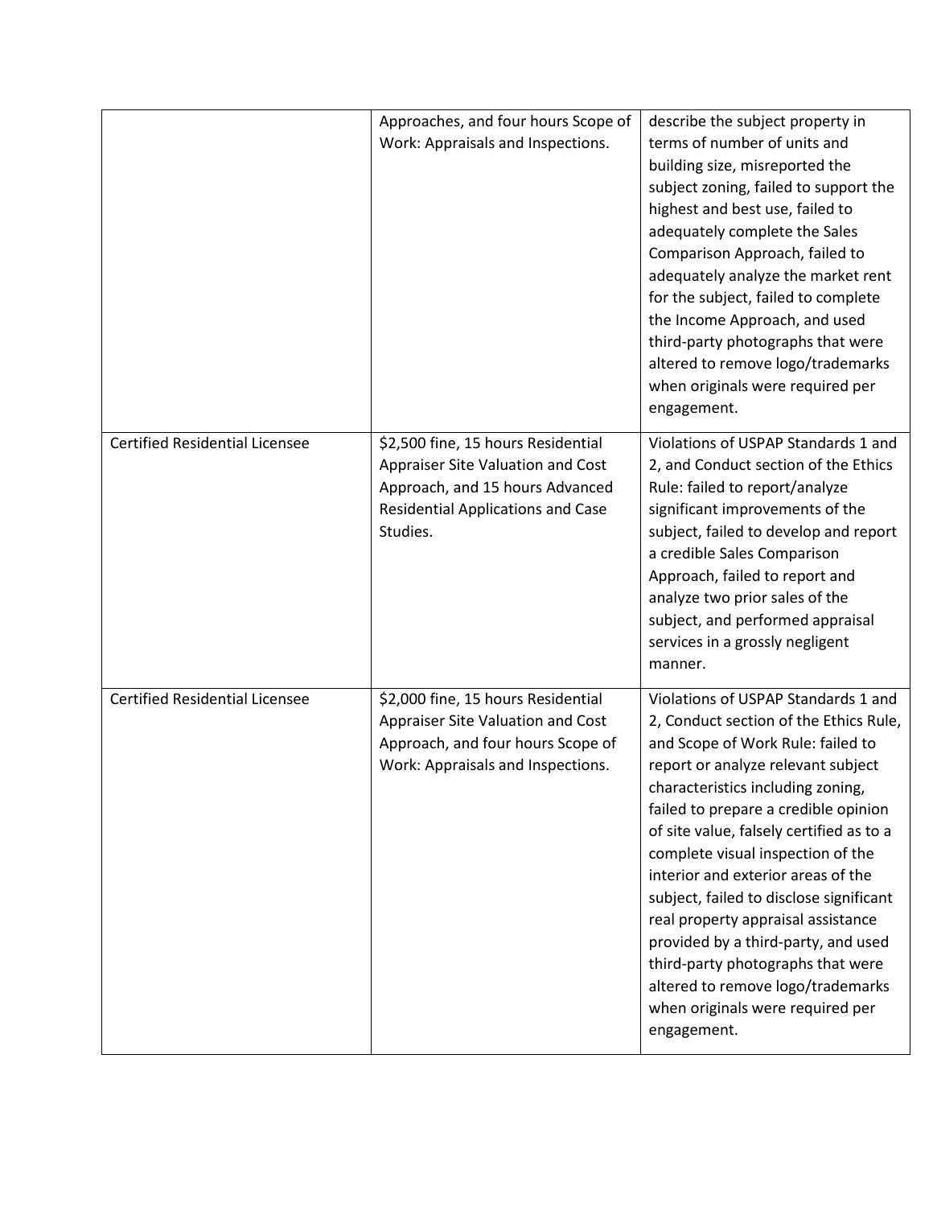| | | |
|---|---|---|
| | Approaches, and four hours Scope of Work: Appraisals and Inspections. | describe the subject property in terms of number of units and building size, misreported the subject zoning, failed to support the highest and best use, failed to adequately complete the Sales Comparison Approach, failed to adequately analyze the market rent for the subject, failed to complete the Income Approach, and used third-party photographs that were altered to remove logo/trademarks when originals were required per engagement. |
| Certified Residential Licensee | $2,500 fine, 15 hours Residential Appraiser Site Valuation and Cost Approach, and 15 hours Advanced Residential Applications and Case Studies. | Violations of USPAP Standards 1 and 2, and Conduct section of the Ethics Rule: failed to report/analyze significant improvements of the subject, failed to develop and report a credible Sales Comparison Approach, failed to report and analyze two prior sales of the subject, and performed appraisal services in a grossly negligent manner. |
| Certified Residential Licensee | $2,000 fine, 15 hours Residential Appraiser Site Valuation and Cost Approach, and four hours Scope of Work: Appraisals and Inspections. | Violations of USPAP Standards 1 and 2, Conduct section of the Ethics Rule, and Scope of Work Rule: failed to report or analyze relevant subject characteristics including zoning, failed to prepare a credible opinion of site value, falsely certified as to a complete visual inspection of the interior and exterior areas of the subject, failed to disclose significant real property appraisal assistance provided by a third-party, and used third-party photographs that were altered to remove logo/trademarks when originals were required per engagement. |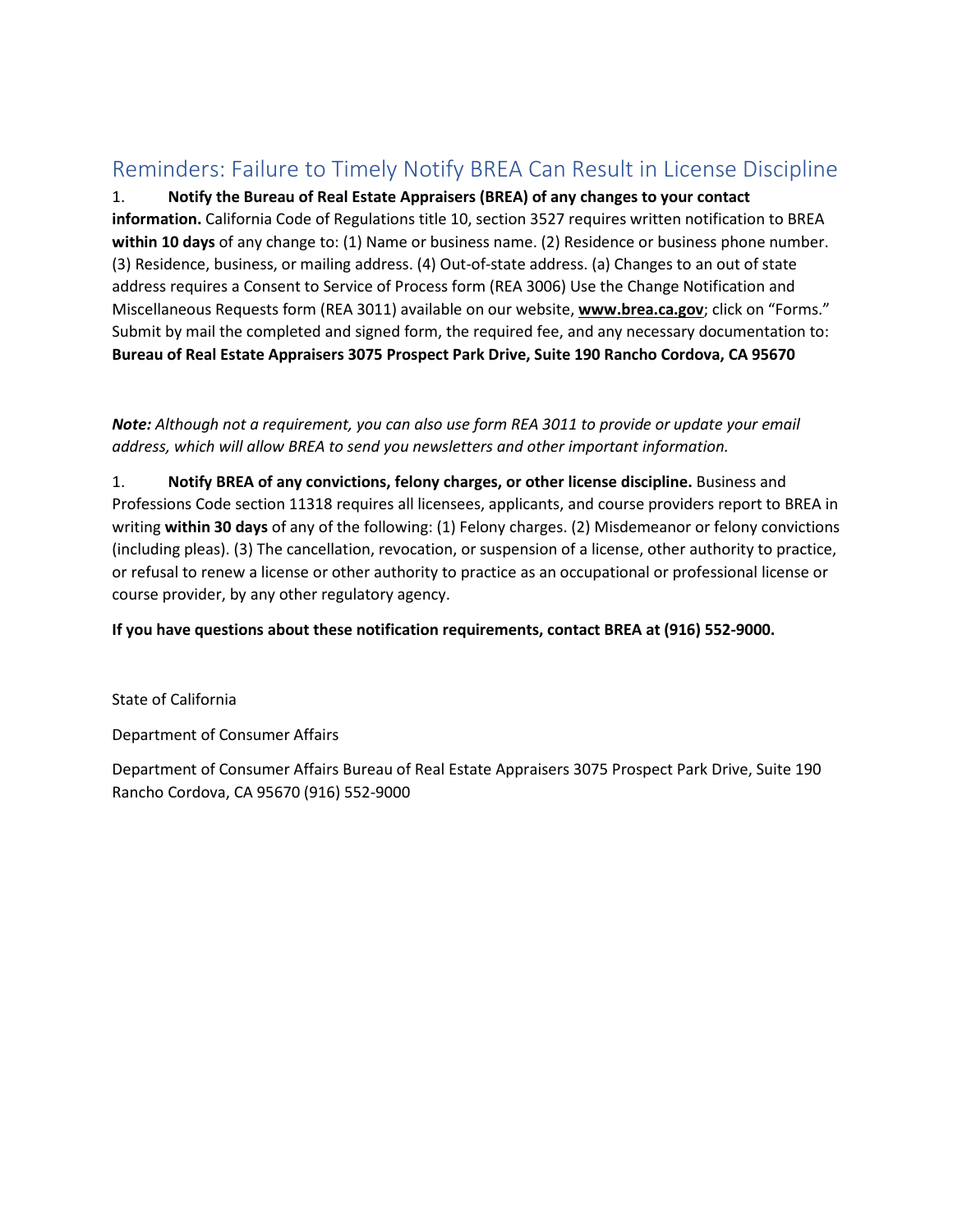## Reminders: Failure to Timely Notify BREA Can Result in License Discipline

1. **Notify the Bureau of Real Estate Appraisers (BREA) of any changes to your contact information.** California Code of Regulations title 10, section 3527 requires written notification to BREA **within 10 days** of any change to: (1) Name or business name. (2) Residence or business phone number. (3) Residence, business, or mailing address. (4) Out-of-state address. (a) Changes to an out of state address requires a Consent to Service of Process form (REA 3006) Use the Change Notification and Miscellaneous Requests form (REA 3011) available on our website, **www.brea.ca.gov**; click on "Forms." Submit by mail the completed and signed form, the required fee, and any necessary documentation to: **Bureau of Real Estate Appraisers 3075 Prospect Park Drive, Suite 190 Rancho Cordova, CA 95670**

***Note:*** *Although not a requirement, you can also use form REA 3011 to provide or update your email address, which will allow BREA to send you newsletters and other important information.*

1. **Notify BREA of any convictions, felony charges, or other license discipline.** Business and Professions Code section 11318 requires all licensees, applicants, and course providers report to BREA in writing **within 30 days** of any of the following: (1) Felony charges. (2) Misdemeanor or felony convictions (including pleas). (3) The cancellation, revocation, or suspension of a license, other authority to practice, or refusal to renew a license or other authority to practice as an occupational or professional license or course provider, by any other regulatory agency.

**If you have questions about these notification requirements, contact BREA at (916) 552-9000.**

State of California

Department of Consumer Affairs

Department of Consumer Affairs Bureau of Real Estate Appraisers 3075 Prospect Park Drive, Suite 190 Rancho Cordova, CA 95670 (916) 552-9000